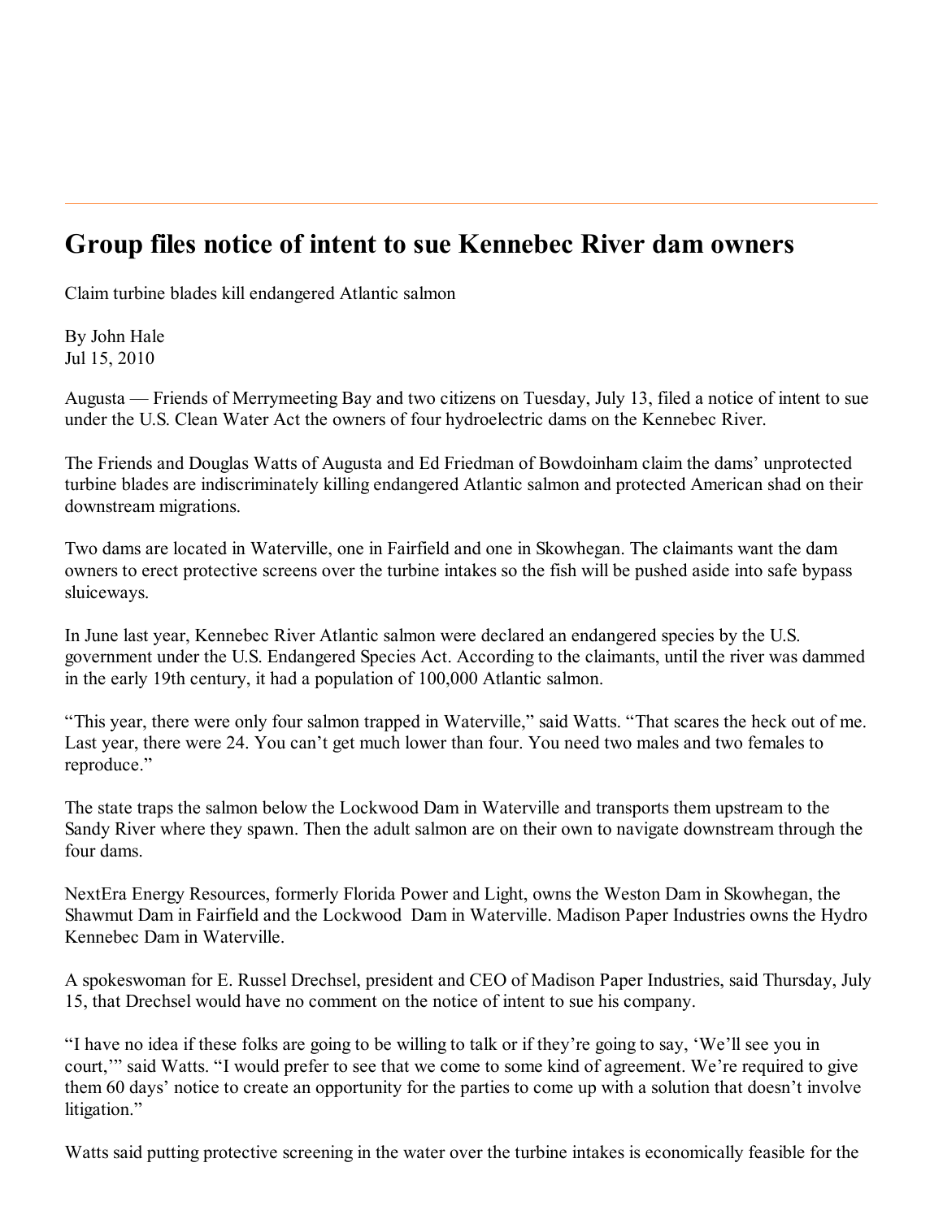# Group files notice of intent to sue Kennebec River dam owners

Claim turbine blades kill endangered Atlantic salmon

By John Hale
Jul 15, 2010

Augusta — Friends of Merrymeeting Bay and two citizens on Tuesday, July 13, filed a notice of intent to sue under the U.S. Clean Water Act the owners of four hydroelectric dams on the Kennebec River.

The Friends and Douglas Watts of Augusta and Ed Friedman of Bowdoinham claim the dams' unprotected turbine blades are indiscriminately killing endangered Atlantic salmon and protected American shad on their downstream migrations.

Two dams are located in Waterville, one in Fairfield and one in Skowhegan. The claimants want the dam owners to erect protective screens over the turbine intakes so the fish will be pushed aside into safe bypass sluiceways.

In June last year, Kennebec River Atlantic salmon were declared an endangered species by the U.S. government under the U.S. Endangered Species Act. According to the claimants, until the river was dammed in the early 19th century, it had a population of 100,000 Atlantic salmon.

"This year, there were only four salmon trapped in Waterville," said Watts. "That scares the heck out of me. Last year, there were 24. You can't get much lower than four. You need two males and two females to reproduce."

The state traps the salmon below the Lockwood Dam in Waterville and transports them upstream to the Sandy River where they spawn. Then the adult salmon are on their own to navigate downstream through the four dams.

NextEra Energy Resources, formerly Florida Power and Light, owns the Weston Dam in Skowhegan, the Shawmut Dam in Fairfield and the Lockwood Dam in Waterville. Madison Paper Industries owns the Hydro Kennebec Dam in Waterville.

A spokeswoman for E. Russel Drechsel, president and CEO of Madison Paper Industries, said Thursday, July 15, that Drechsel would have no comment on the notice of intent to sue his company.

"I have no idea if these folks are going to be willing to talk or if they're going to say, 'We'll see you in court,'" said Watts. "I would prefer to see that we come to some kind of agreement. We're required to give them 60 days' notice to create an opportunity for the parties to come up with a solution that doesn't involve litigation."

Watts said putting protective screening in the water over the turbine intakes is economically feasible for the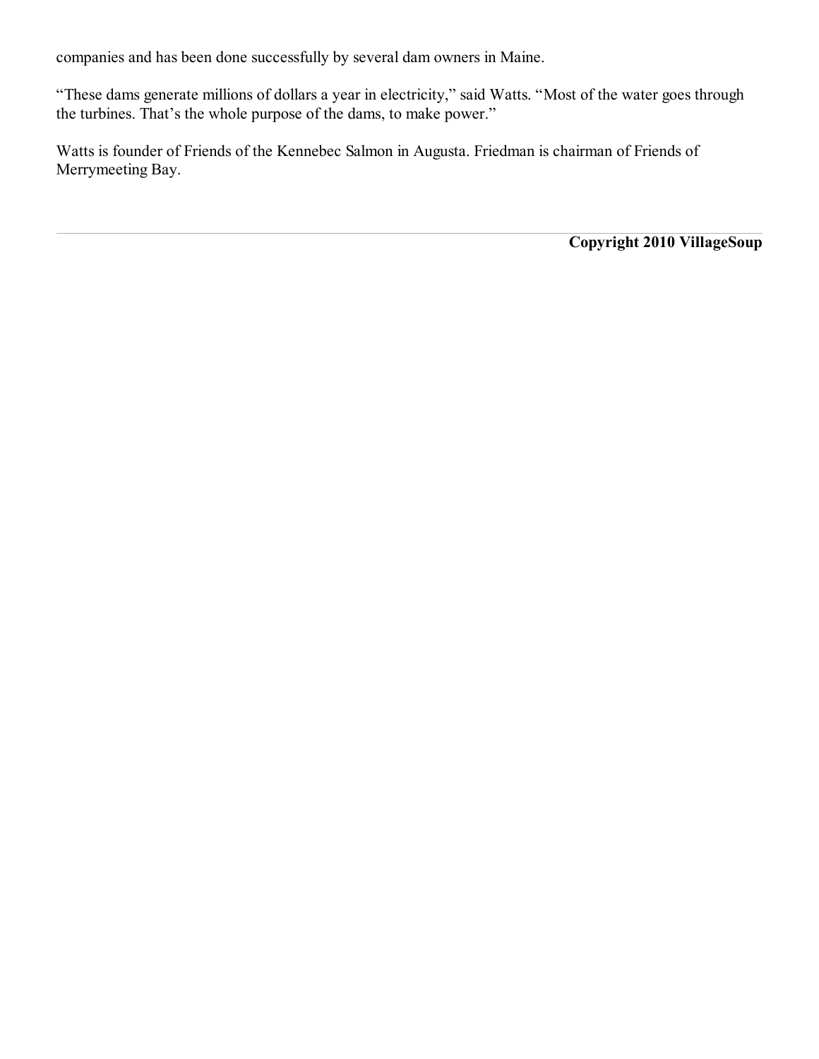companies and has been done successfully by several dam owners in Maine.

"These dams generate millions of dollars a year in electricity," said Watts. "Most of the water goes through the turbines. That's the whole purpose of the dams, to make power."

Watts is founder of Friends of the Kennebec Salmon in Augusta. Friedman is chairman of Friends of Merrymeeting Bay.

---

**Copyright 2010 VillageSoup**